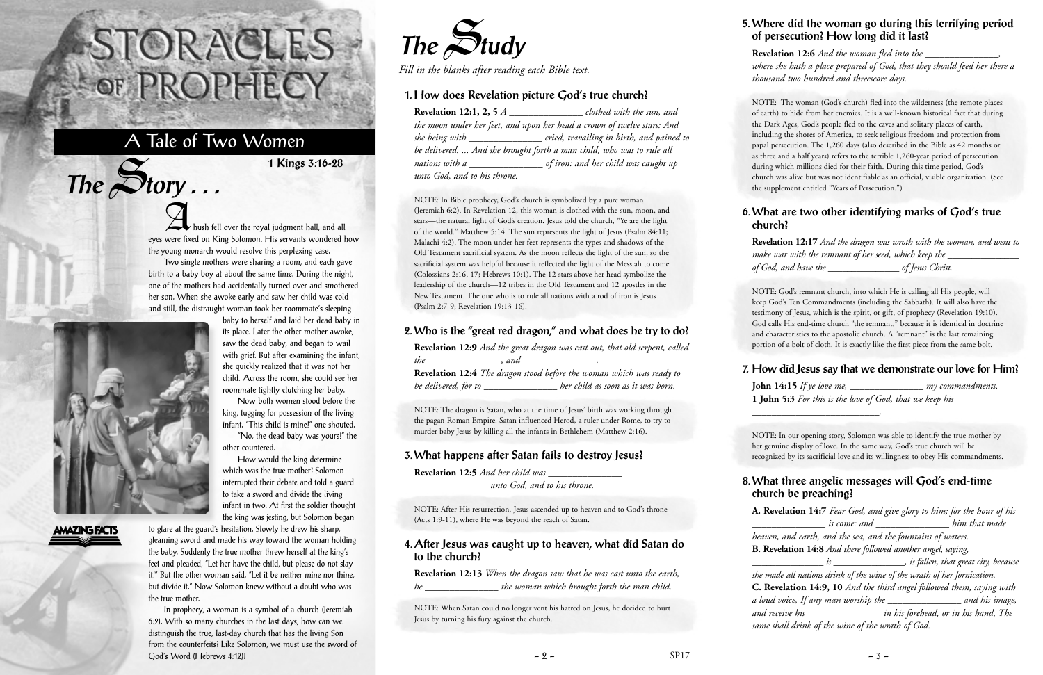# STORACLES OF PROPHECY

## A Tale of Two Women

**1 Kings 3:16-28**

## The Story . . .

A hush fell over the royal judgment hall, and all eyes were fixed on King Solomon. His servants wondered how the young monarch would resolve this perplexing case.

Two single mothers were sharing a room, and each gave birth to a baby boy at about the same time. During the night, one of the mothers had accidentally turned over and smothered her son. When she awoke early and saw her child was cold and still, the distraught woman took her roommate's sleeping baby to herself and laid her dead baby in its place. Later the other mother awoke, saw the dead baby, and began to wail with grief. But after examining the infant, she quickly realized that it was not her child. Across the room, she could see her roommate tightly clutching her baby.

Now both women stood before the king, tugging for possession of the living infant. "This child is mine!" one shouted.

"No, the dead baby was yours!" the other countered.

How would the king determine which was the true mother? Solomon interrupted their debate and told a guard to take a sword and divide the living infant in two. At first the soldier thought the king was jesting, but Solomon began to glare at the guard's hesitation. Slowly he drew his sharp, gleaming sword and made his way toward the woman holding the baby. Suddenly the true mother threw herself at the king's feet and pleaded, "Let her have the child, but please do not slay it!" But the other woman said, "Let it be neither mine nor thine, but divide it." Now Solomon knew without a doubt who was the true mother.

In prophecy, a woman is a symbol of a church (Jeremiah 6:2). With so many churches in the last days, how can we distinguish the true, last-day church that has the living Son from the counterfeits? Like Solomon, we must use the sword of God's Word (Hebrews 4:12)!

AMAZING FACTS

## The Study

*Fill in the blanks after reading each Bible text.*

### 1. How does Revelation picture God's true church?

**Revelation 12:1, 2, 5** *A _______________ clothed with the sun, and the moon under her feet, and upon her head a crown of twelve stars: And she being with _______________ cried, travailing in birth, and pained to be delivered. ... And she brought forth a man child, who was to rule all nations with a _______________ of iron: and her child was caught up unto God, and to his throne.*

NOTE: In Bible prophecy, God's church is symbolized by a pure woman (Jeremiah 6:2). In Revelation 12, this woman is clothed with the sun, moon, and stars—the natural light of God's creation. Jesus told the church, "Ye are the light of the world." Matthew 5:14. The sun represents the light of Jesus (Psalm 84:11; Malachi 4:2). The moon under her feet represents the types and shadows of the Old Testament sacrificial system. As the moon reflects the light of the sun, so the sacrificial system was helpful because it reflected the light of the Messiah to come (Colossians 2:16, 17; Hebrews 10:1). The 12 stars above her head symbolize the leadership of the church—12 tribes in the Old Testament and 12 apostles in the New Testament. The one who is to rule all nations with a rod of iron is Jesus (Psalm 2:7-9; Revelation 19:13-16).

### 2. Who is the "great red dragon," and what does he try to do?

**Revelation 12:9** *And the great dragon was cast out, that old serpent, called the _______________, and _______________.*

**Revelation 12:4** *The dragon stood before the woman which was ready to be delivered, for to _______________ her child as soon as it was born.*

NOTE: The dragon is Satan, who at the time of Jesus' birth was working through the pagan Roman Empire. Satan influenced Herod, a ruler under Rome, to try to murder baby Jesus by killing all the infants in Bethlehem (Matthew 2:16).

### 3. What happens after Satan fails to destroy Jesus?

**Revelation 12:5** *And her child was _______________ _______________ unto God, and to his throne.*

NOTE: After His resurrection, Jesus ascended up to heaven and to God's throne (Acts 1:9-11), where He was beyond the reach of Satan.

### 4. After Jesus was caught up to heaven, what did Satan do to the church?

**Revelation 12:13** *When the dragon saw that he was cast unto the earth, he _______________ the woman which brought forth the man child.*

NOTE: When Satan could no longer vent his hatred on Jesus, he decided to hurt Jesus by turning his fury against the church.

### 5. Where did the woman go during this terrifying period of persecution? How long did it last?

**Revelation 12:6** *And the woman fled into the _______________, where she hath a place prepared of God, that they should feed her there a thousand two hundred and threescore days.*

NOTE: The woman (God's church) fled into the wilderness (the remote places of earth) to hide from her enemies. It is a well-known historical fact that during the Dark Ages, God's people fled to the caves and solitary places of earth, including the shores of America, to seek religious freedom and protection from papal persecution. The 1,260 days (also described in the Bible as 42 months or as three and a half years) refers to the terrible 1,260-year period of persecution during which millions died for their faith. During this time period, God's church was alive but was not identifiable as an official, visible organization. (See the supplement entitled "Years of Persecution.")

### 6. What are two other identifying marks of God's true church?

**Revelation 12:17** *And the dragon was wroth with the woman, and went to make war with the remnant of her seed, which keep the _______________ of God, and have the _______________ of Jesus Christ.*

NOTE: God's remnant church, into which He is calling all His people, will keep God's Ten Commandments (including the Sabbath). It will also have the testimony of Jesus, which is the spirit, or gift, of prophecy (Revelation 19:10). God calls His end-time church "the remnant," because it is identical in doctrine and characteristics to the apostolic church. A "remnant" is the last remaining portion of a bolt of cloth. It is exactly like the first piece from the same bolt.

### 7. How did Jesus say that we demonstrate our love for Him?

**John 14:15** *If ye love me, _______________ my commandments.*

**1 John 5:3** *For this is the love of God, that we keep his _______________.*

NOTE: In our opening story, Solomon was able to identify the true mother by her genuine display of love. In the same way, God's true church will be recognized by its sacrificial love and its willingness to obey His commandments.

### 8. What three angelic messages will God's end-time church be preaching?

**A. Revelation 14:7** *Fear God, and give glory to him; for the hour of his _______________ is come: and _______________ him that made heaven, and earth, and the sea, and the fountains of waters.*

**B. Revelation 14:8** *And there followed another angel, saying, _______________ is _______________, is fallen, that great city, because she made all nations drink of the wine of the wrath of her fornication.*

**C. Revelation 14:9, 10** *And the third angel followed them, saying with a loud voice, If any man worship the _______________ and his image, and receive his _______________ in his forehead, or in his hand, The same shall drink of the wine of the wrath of God.*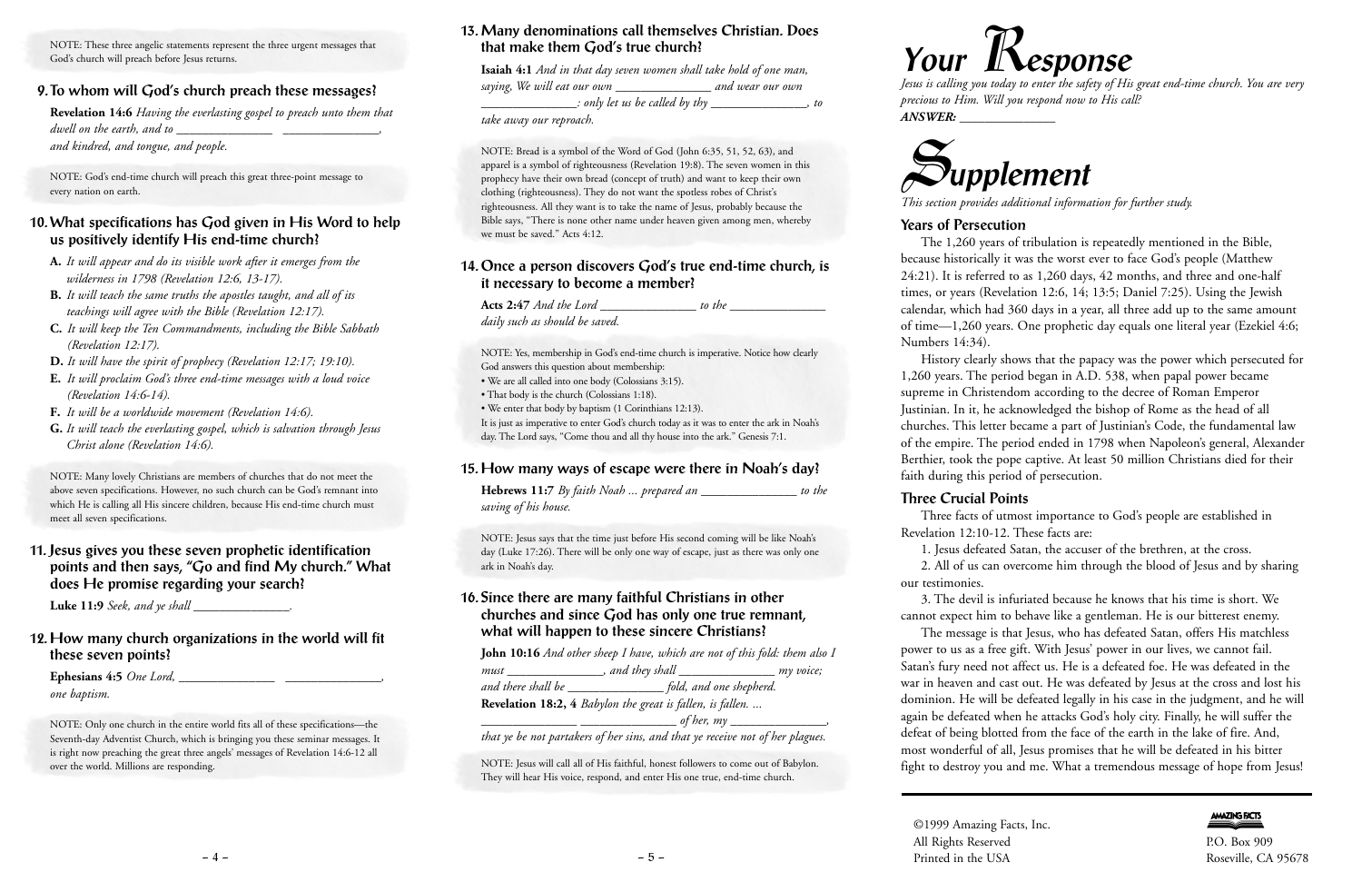NOTE: These three angelic statements represent the three urgent messages that God's church will preach before Jesus returns.

### 9. To whom will God's church preach these messages?

**Revelation 14:6** *Having the everlasting gospel to preach unto them that dwell on the earth, and to _______________ _______________, and kindred, and tongue, and people.*

NOTE: God's end-time church will preach this great three-point message to every nation on earth.

### 10. What specifications has God given in His Word to help us positively identify His end-time church?

**A.** *It will appear and do its visible work after it emerges from the wilderness in 1798 (Revelation 12:6, 13-17).*

**B.** *It will teach the same truths the apostles taught, and all of its teachings will agree with the Bible (Revelation 12:17).*

**C.** *It will keep the Ten Commandments, including the Bible Sabbath (Revelation 12:17).*

**D.** *It will have the spirit of prophecy (Revelation 12:17; 19:10).*

**E.** *It will proclaim God's three end-time messages with a loud voice (Revelation 14:6-14).*

**F.** *It will be a worldwide movement (Revelation 14:6).*

**G.** *It will teach the everlasting gospel, which is salvation through Jesus Christ alone (Revelation 14:6).*

NOTE: Many lovely Christians are members of churches that do not meet the above seven specifications. However, no such church can be God's remnant into which He is calling all His sincere children, because His end-time church must meet all seven specifications.

### 11. Jesus gives you these seven prophetic identification points and then says, "Go and find My church." What does He promise regarding your search?

**Luke 11:9** *Seek, and ye shall _______________.*

### 12. How many church organizations in the world will fit these seven points?

**Ephesians 4:5** *One Lord, _______________ _______________, one baptism.*

NOTE: Only one church in the entire world fits all of these specifications—the Seventh-day Adventist Church, which is bringing you these seminar messages. It is right now preaching the great three angels' messages of Revelation 14:6-12 all over the world. Millions are responding.

### 13. Many denominations call themselves Christian. Does that make them God's true church?

**Isaiah 4:1** *And in that day seven women shall take hold of one man, saying, We will eat our own _______________ and wear our own _______________: only let us be called by thy _______________, to take away our reproach.*

NOTE: Bread is a symbol of the Word of God (John 6:35, 51, 52, 63), and apparel is a symbol of righteousness (Revelation 19:8). The seven women in this prophecy have their own bread (concept of truth) and want to keep their own clothing (righteousness). They do not want the spotless robes of Christ's righteousness. All they want is to take the name of Jesus, probably because the Bible says, "There is none other name under heaven given among men, whereby we must be saved." Acts 4:12.

### 14. Once a person discovers God's true end-time church, is it necessary to become a member?

**Acts 2:47** *And the Lord _______________ to the _______________ daily such as should be saved.*

NOTE: Yes, membership in God's end-time church is imperative. Notice how clearly God answers this question about membership:
- We are all called into one body (Colossians 3:15).
- That body is the church (Colossians 1:18).
- We enter that body by baptism (1 Corinthians 12:13).

It is just as imperative to enter God's church today as it was to enter the ark in Noah's day. The Lord says, "Come thou and all thy house into the ark." Genesis 7:1.

### 15. How many ways of escape were there in Noah's day?

**Hebrews 11:7** *By faith Noah ... prepared an _______________ to the saving of his house.*

NOTE: Jesus says that the time just before His second coming will be like Noah's day (Luke 17:26). There will be only one way of escape, just as there was only one ark in Noah's day.

### 16. Since there are many faithful Christians in other churches and since God has only one true remnant, what will happen to these sincere Christians?

**John 10:16** *And other sheep I have, which are not of this fold: them also I must _______________, and they shall _______________ my voice; and there shall be _______________ fold, and one shepherd.*

**Revelation 18:2, 4** *Babylon the great is fallen, is fallen. ...*
*_______________ _______________ of her, my _______________, that ye be not partakers of her sins, and that ye receive not of her plagues.*

NOTE: Jesus will call all of His faithful, honest followers to come out of Babylon. They will hear His voice, respond, and enter His one true, end-time church.

# Your Response

*Jesus is calling you today to enter the safety of His great end-time church. You are very precious to Him. Will you respond now to His call?*

***ANSWER:*** _______________

# Supplement

*This section provides additional information for further study.*

### Years of Persecution

The 1,260 years of tribulation is repeatedly mentioned in the Bible, because historically it was the worst ever to face God's people (Matthew 24:21). It is referred to as 1,260 days, 42 months, and three and one-half times, or years (Revelation 12:6, 14; 13:5; Daniel 7:25). Using the Jewish calendar, which had 360 days in a year, all three add up to the same amount of time—1,260 years. One prophetic day equals one literal year (Ezekiel 4:6; Numbers 14:34).

History clearly shows that the papacy was the power which persecuted for 1,260 years. The period began in A.D. 538, when papal power became supreme in Christendom according to the decree of Roman Emperor Justinian. In it, he acknowledged the bishop of Rome as the head of all churches. This letter became a part of Justinian's Code, the fundamental law of the empire. The period ended in 1798 when Napoleon's general, Alexander Berthier, took the pope captive. At least 50 million Christians died for their faith during this period of persecution.

### Three Crucial Points

Three facts of utmost importance to God's people are established in Revelation 12:10-12. These facts are:

1. Jesus defeated Satan, the accuser of the brethren, at the cross.

2. All of us can overcome him through the blood of Jesus and by sharing our testimonies.

3. The devil is infuriated because he knows that his time is short. We cannot expect him to behave like a gentleman. He is our bitterest enemy.

The message is that Jesus, who has defeated Satan, offers His matchless power to us as a free gift. With Jesus' power in our lives, we cannot fail. Satan's fury need not affect us. He is a defeated foe. He was defeated in the war in heaven and cast out. He was defeated by Jesus at the cross and lost his dominion. He will be defeated legally in his case in the judgment, and he will again be defeated when he attacks God's holy city. Finally, he will suffer the defeat of being blotted from the face of the earth in the lake of fire. And, most wonderful of all, Jesus promises that he will be defeated in his bitter fight to destroy you and me. What a tremendous message of hope from Jesus!

©1999 Amazing Facts, Inc.
All Rights Reserved
Printed in the USA

AMAZING FACTS
P.O. Box 909
Roseville, CA 95678